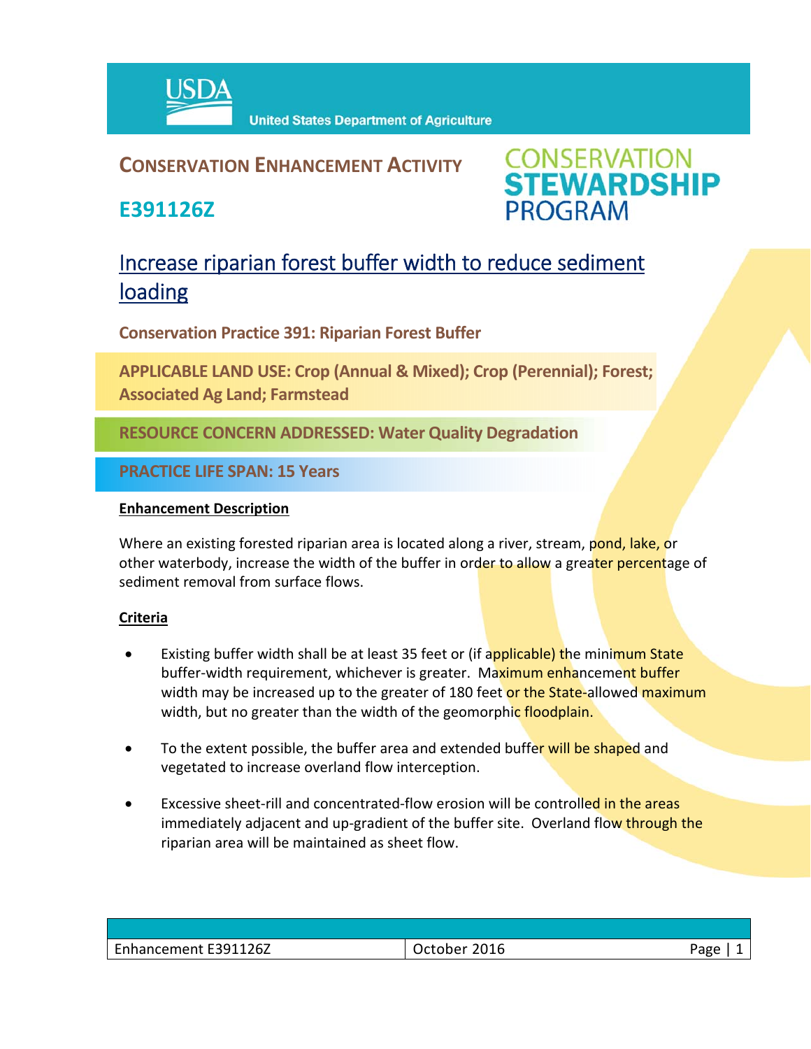United States Department of Agriculture

# CONSERVATION ENHANCEMENT ACTIVITY

## E391126Z

CONSERVATION STEWARDSHIP PROGRAM

## Increase riparian forest buffer width to reduce sediment loading

**Conservation Practice 391: Riparian Forest Buffer**

**APPLICABLE LAND USE: Crop (Annual & Mixed); Crop (Perennial); Forest; Associated Ag Land; Farmstead**

**RESOURCE CONCERN ADDRESSED: Water Quality Degradation**

**PRACTICE LIFE SPAN: 15 Years**

**Enhancement Description**

Where an existing forested riparian area is located along a river, stream, pond, lake, or other waterbody, increase the width of the buffer in order to allow a greater percentage of sediment removal from surface flows.

**Criteria**

- Existing buffer width shall be at least 35 feet or (if applicable) the minimum State buffer-width requirement, whichever is greater. Maximum enhancement buffer width may be increased up to the greater of 180 feet or the State-allowed maximum width, but no greater than the width of the geomorphic floodplain.
- To the extent possible, the buffer area and extended buffer will be shaped and vegetated to increase overland flow interception.
- Excessive sheet-rill and concentrated-flow erosion will be controlled in the areas immediately adjacent and up-gradient of the buffer site. Overland flow through the riparian area will be maintained as sheet flow.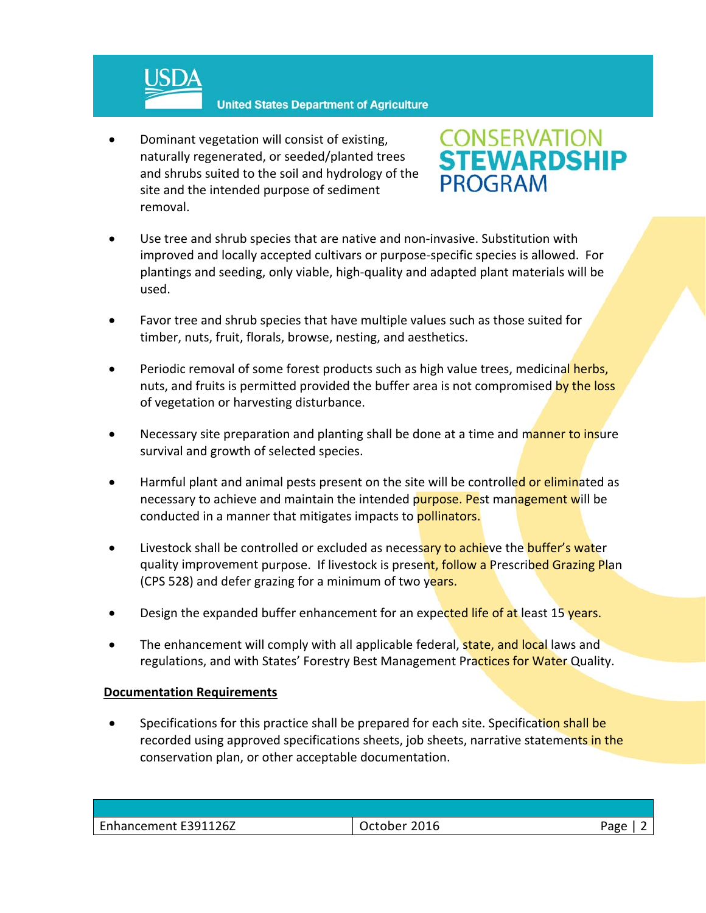- Dominant vegetation will consist of existing, naturally regenerated, or seeded/planted trees and shrubs suited to the soil and hydrology of the site and the intended purpose of sediment removal.

- Use tree and shrub species that are native and non-invasive. Substitution with improved and locally accepted cultivars or purpose-specific species is allowed. For plantings and seeding, only viable, high-quality and adapted plant materials will be used.

- Favor tree and shrub species that have multiple values such as those suited for timber, nuts, fruit, florals, browse, nesting, and aesthetics.

- Periodic removal of some forest products such as high value trees, medicinal herbs, nuts, and fruits is permitted provided the buffer area is not compromised by the loss of vegetation or harvesting disturbance.

- Necessary site preparation and planting shall be done at a time and manner to insure survival and growth of selected species.

- Harmful plant and animal pests present on the site will be controlled or eliminated as necessary to achieve and maintain the intended purpose. Pest management will be conducted in a manner that mitigates impacts to pollinators.

- Livestock shall be controlled or excluded as necessary to achieve the buffer's water quality improvement purpose. If livestock is present, follow a Prescribed Grazing Plan (CPS 528) and defer grazing for a minimum of two years.

- Design the expanded buffer enhancement for an expected life of at least 15 years.

- The enhancement will comply with all applicable federal, state, and local laws and regulations, and with States' Forestry Best Management Practices for Water Quality.

**Documentation Requirements**

- Specifications for this practice shall be prepared for each site. Specification shall be recorded using approved specifications sheets, job sheets, narrative statements in the conservation plan, or other acceptable documentation.